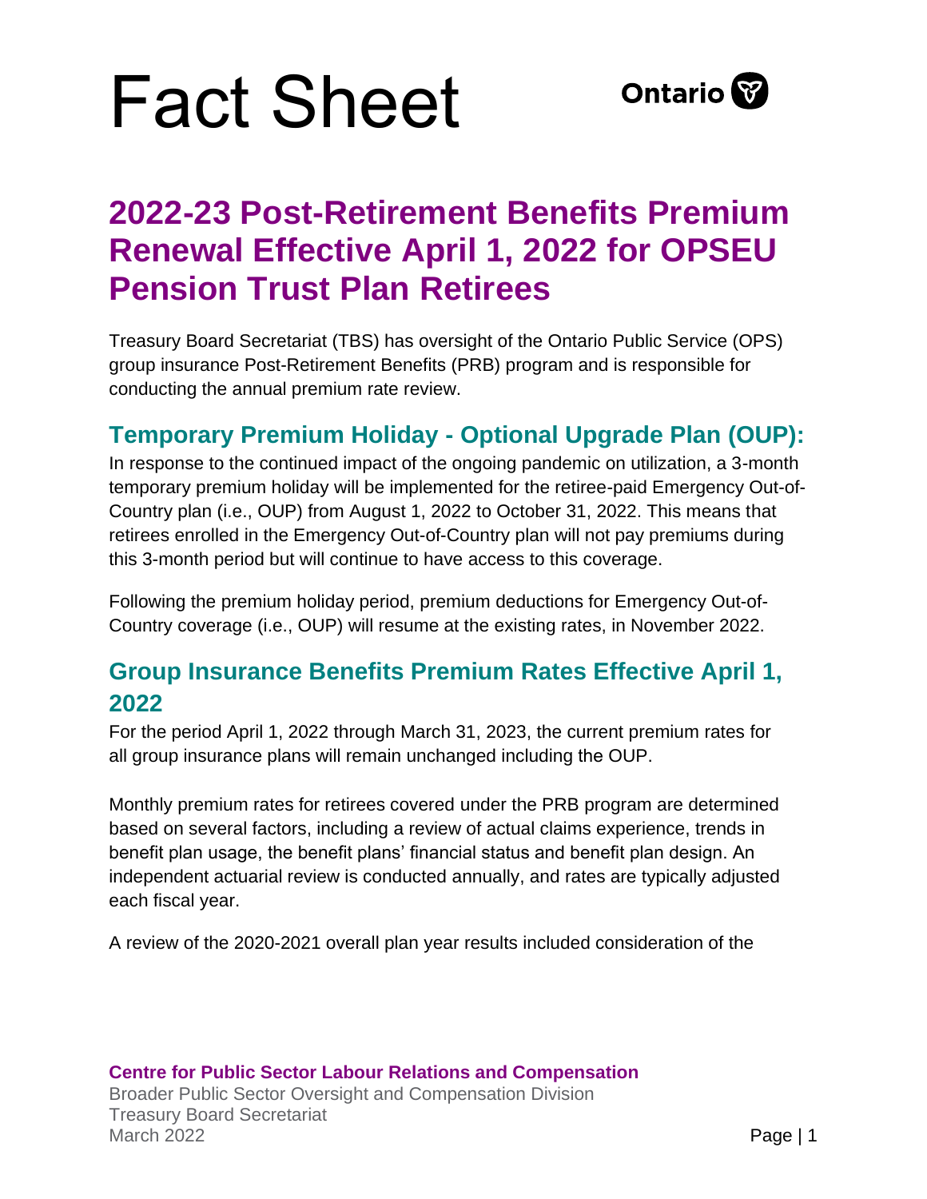# Fact Sheet

Ontario

## 2022-23 Post-Retirement Benefits Premium Renewal Effective April 1, 2022 for OPSEU Pension Trust Plan Retirees

Treasury Board Secretariat (TBS) has oversight of the Ontario Public Service (OPS) group insurance Post-Retirement Benefits (PRB) program and is responsible for conducting the annual premium rate review.

### Temporary Premium Holiday - Optional Upgrade Plan (OUP):

In response to the continued impact of the ongoing pandemic on utilization, a 3-month temporary premium holiday will be implemented for the retiree-paid Emergency Out-of-Country plan (i.e., OUP) from August 1, 2022 to October 31, 2022. This means that retirees enrolled in the Emergency Out-of-Country plan will not pay premiums during this 3-month period but will continue to have access to this coverage.

Following the premium holiday period, premium deductions for Emergency Out-of-Country coverage (i.e., OUP) will resume at the existing rates, in November 2022.

### Group Insurance Benefits Premium Rates Effective April 1, 2022

For the period April 1, 2022 through March 31, 2023, the current premium rates for all group insurance plans will remain unchanged including the OUP.

Monthly premium rates for retirees covered under the PRB program are determined based on several factors, including a review of actual claims experience, trends in benefit plan usage, the benefit plans' financial status and benefit plan design. An independent actuarial review is conducted annually, and rates are typically adjusted each fiscal year.

A review of the 2020-2021 overall plan year results included consideration of the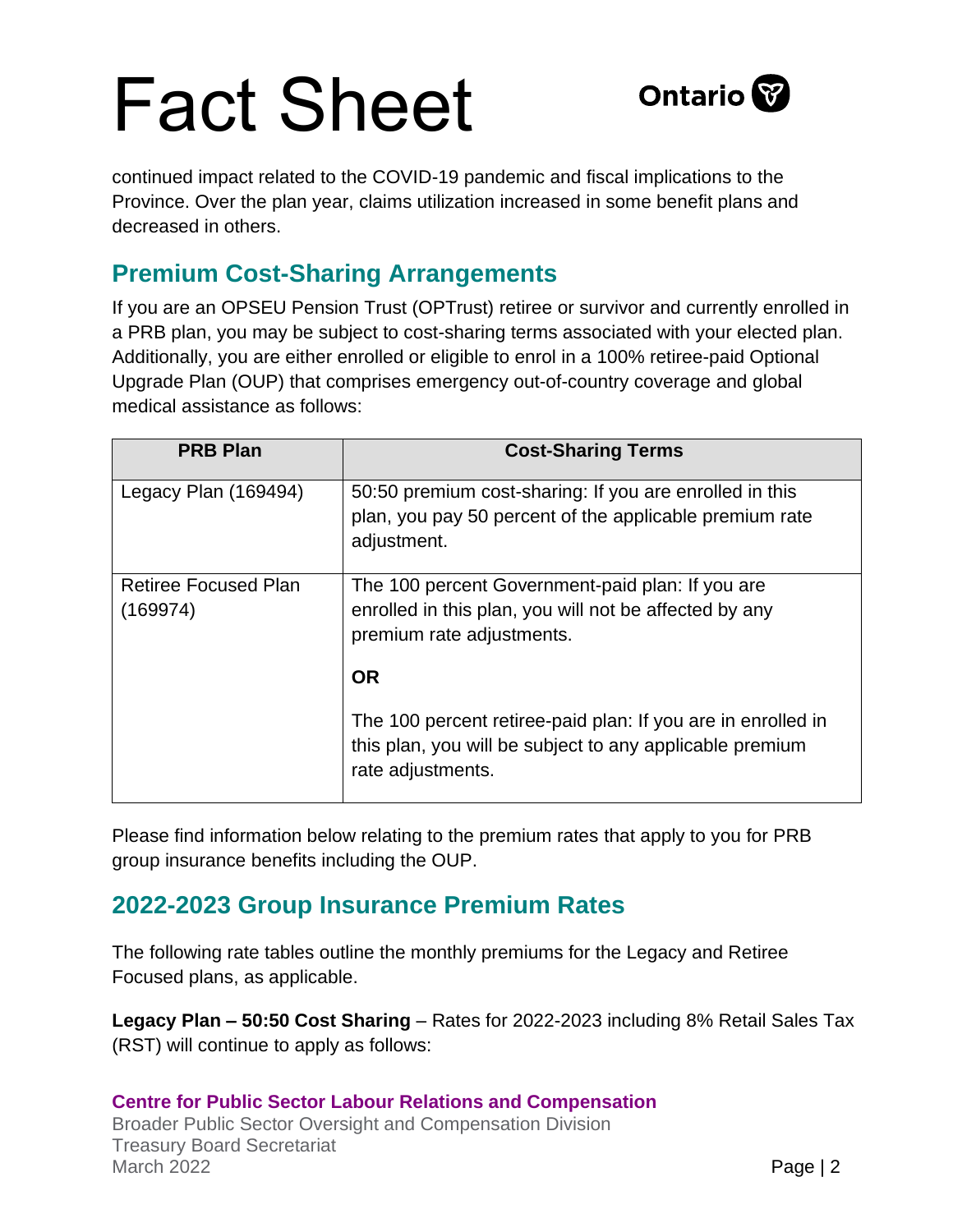continued impact related to the COVID-19 pandemic and fiscal implications to the Province. Over the plan year, claims utilization increased in some benefit plans and decreased in others.

## Premium Cost-Sharing Arrangements

If you are an OPSEU Pension Trust (OPTrust) retiree or survivor and currently enrolled in a PRB plan, you may be subject to cost-sharing terms associated with your elected plan. Additionally, you are either enrolled or eligible to enrol in a 100% retiree-paid Optional Upgrade Plan (OUP) that comprises emergency out-of-country coverage and global medical assistance as follows:

| PRB Plan | Cost-Sharing Terms |
| --- | --- |
| Legacy Plan (169494) | 50:50 premium cost-sharing: If you are enrolled in this plan, you pay 50 percent of the applicable premium rate adjustment. |
| Retiree Focused Plan (169974) | The 100 percent Government-paid plan: If you are enrolled in this plan, you will not be affected by any premium rate adjustments.<br><br>**OR**<br><br>The 100 percent retiree-paid plan: If you are in enrolled in this plan, you will be subject to any applicable premium rate adjustments. |

Please find information below relating to the premium rates that apply to you for PRB group insurance benefits including the OUP.

## 2022-2023 Group Insurance Premium Rates

The following rate tables outline the monthly premiums for the Legacy and Retiree Focused plans, as applicable.

**Legacy Plan – 50:50 Cost Sharing** – Rates for 2022-2023 including 8% Retail Sales Tax (RST) will continue to apply as follows: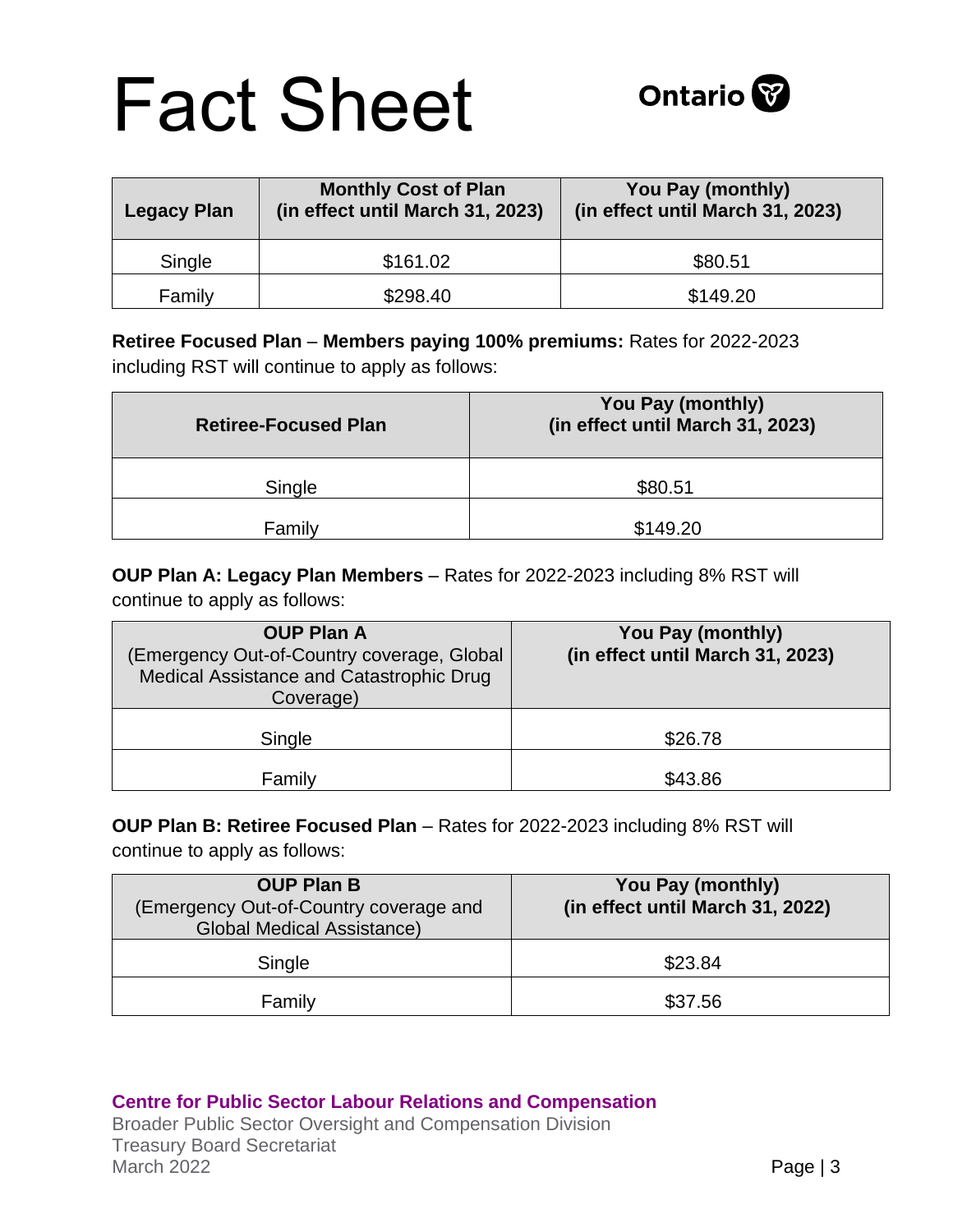# Fact Sheet

| Legacy Plan | Monthly Cost of Plan (in effect until March 31, 2023) | You Pay (monthly) (in effect until March 31, 2023) |
|---|---|---|
| Single | $161.02 | $80.51 |
| Family | $298.40 | $149.20 |

**Retiree Focused Plan** – **Members paying 100% premiums:** Rates for 2022-2023 including RST will continue to apply as follows:

| Retiree-Focused Plan | You Pay (monthly) (in effect until March 31, 2023) |
|---|---|
| Single | $80.51 |
| Family | $149.20 |

**OUP Plan A: Legacy Plan Members** – Rates for 2022-2023 including 8% RST will continue to apply as follows:

| OUP Plan A (Emergency Out-of-Country coverage, Global Medical Assistance and Catastrophic Drug Coverage) | You Pay (monthly) (in effect until March 31, 2023) |
|---|---|
| Single | $26.78 |
| Family | $43.86 |

**OUP Plan B: Retiree Focused Plan** – Rates for 2022-2023 including 8% RST will continue to apply as follows:

| OUP Plan B (Emergency Out-of-Country coverage and Global Medical Assistance) | You Pay (monthly) (in effect until March 31, 2022) |
|---|---|
| Single | $23.84 |
| Family | $37.56 |

**Centre for Public Sector Labour Relations and Compensation**
Broader Public Sector Oversight and Compensation Division
Treasury Board Secretariat
March 2022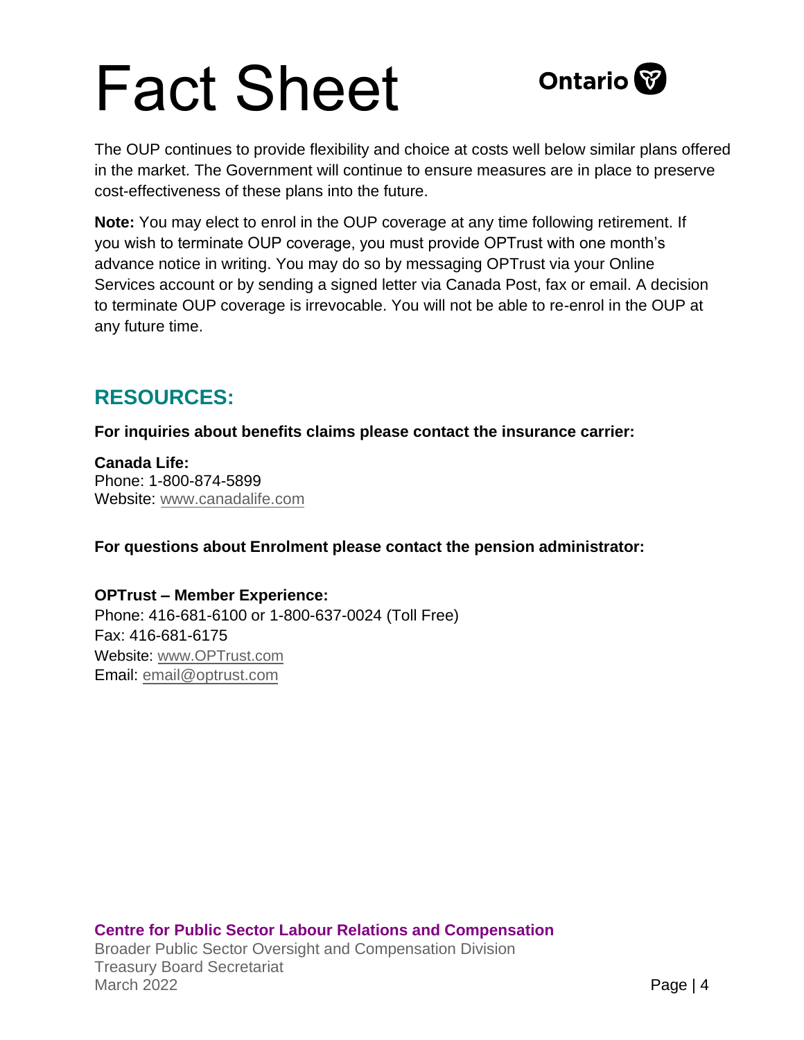The OUP continues to provide flexibility and choice at costs well below similar plans offered in the market. The Government will continue to ensure measures are in place to preserve cost-effectiveness of these plans into the future.

**Note:** You may elect to enrol in the OUP coverage at any time following retirement. If you wish to terminate OUP coverage, you must provide OPTrust with one month's advance notice in writing. You may do so by messaging OPTrust via your Online Services account or by sending a signed letter via Canada Post, fax or email. A decision to terminate OUP coverage is irrevocable. You will not be able to re-enrol in the OUP at any future time.

## RESOURCES:

**For inquiries about benefits claims please contact the insurance carrier:**

**Canada Life:**
Phone: 1-800-874-5899
Website: www.canadalife.com

**For questions about Enrolment please contact the pension administrator:**

**OPTrust – Member Experience:**
Phone: 416-681-6100 or 1-800-637-0024 (Toll Free)
Fax: 416-681-6175
Website: www.OPTrust.com
Email: email@optrust.com